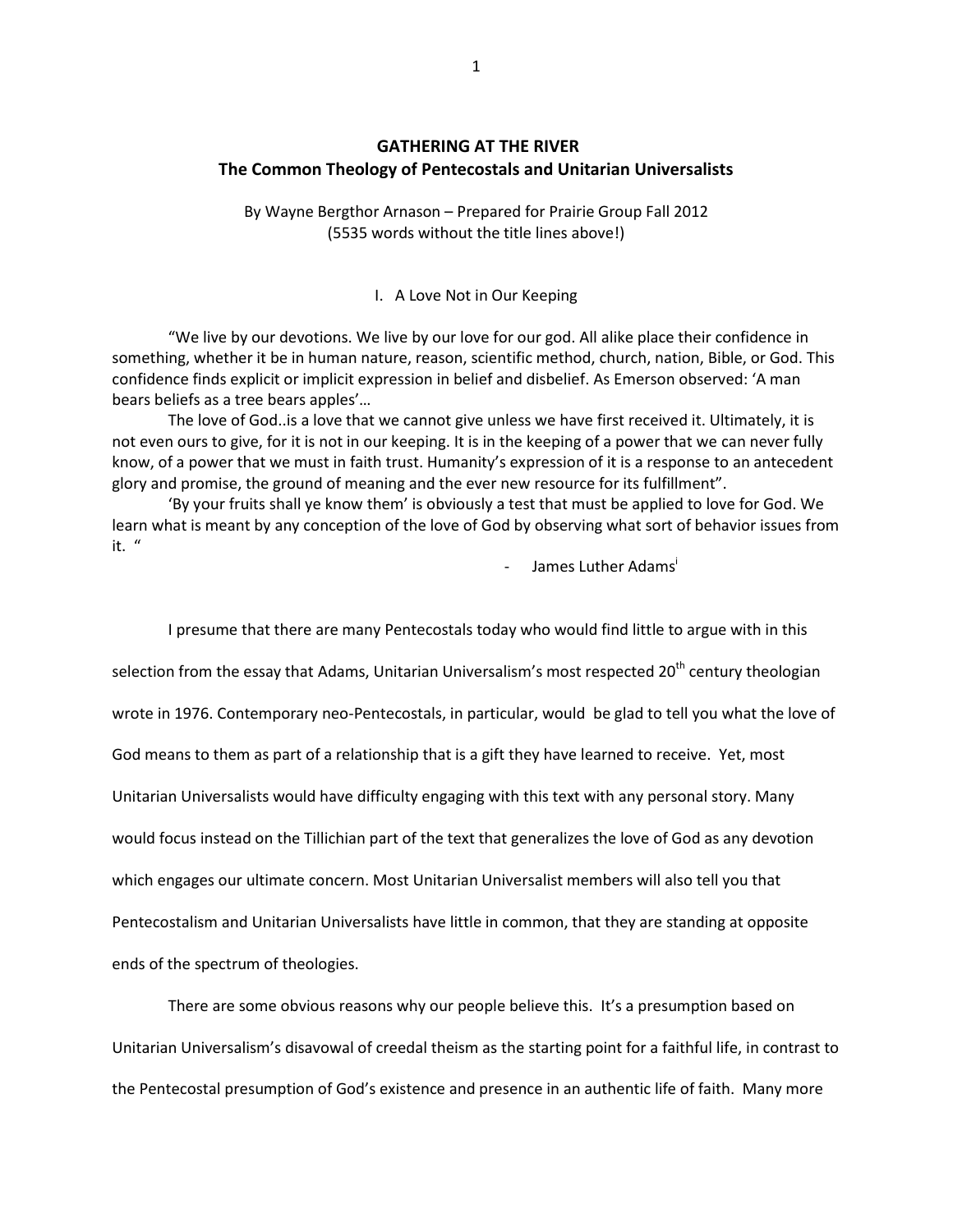# GATHERING AT THE RIVER
## The Common Theology of Pentecostals and Unitarian Universalists

By Wayne Bergthor Arnason – Prepared for Prairie Group Fall 2012
(5535 words without the title lines above!)

### I. A Love Not in Our Keeping

"We live by our devotions. We live by our love for our god. All alike place their confidence in something, whether it be in human nature, reason, scientific method, church, nation, Bible, or God. This confidence finds explicit or implicit expression in belief and disbelief. As Emerson observed: 'A man bears beliefs as a tree bears apples'…

The love of God..is a love that we cannot give unless we have first received it. Ultimately, it is not even ours to give, for it is not in our keeping. It is in the keeping of a power that we can never fully know, of a power that we must in faith trust. Humanity's expression of it is a response to an antecedent glory and promise, the ground of meaning and the ever new resource for its fulfillment".

'By your fruits shall ye know them' is obviously a test that must be applied to love for God. We learn what is meant by any conception of the love of God by observing what sort of behavior issues from it. "

- James Luther Adams[i]

I presume that there are many Pentecostals today who would find little to argue with in this selection from the essay that Adams, Unitarian Universalism's most respected 20th century theologian wrote in 1976. Contemporary neo-Pentecostals, in particular, would be glad to tell you what the love of God means to them as part of a relationship that is a gift they have learned to receive. Yet, most Unitarian Universalists would have difficulty engaging with this text with any personal story. Many would focus instead on the Tillichian part of the text that generalizes the love of God as any devotion which engages our ultimate concern. Most Unitarian Universalist members will also tell you that Pentecostalism and Unitarian Universalists have little in common, that they are standing at opposite ends of the spectrum of theologies.

There are some obvious reasons why our people believe this. It's a presumption based on Unitarian Universalism's disavowal of creedal theism as the starting point for a faithful life, in contrast to the Pentecostal presumption of God's existence and presence in an authentic life of faith. Many more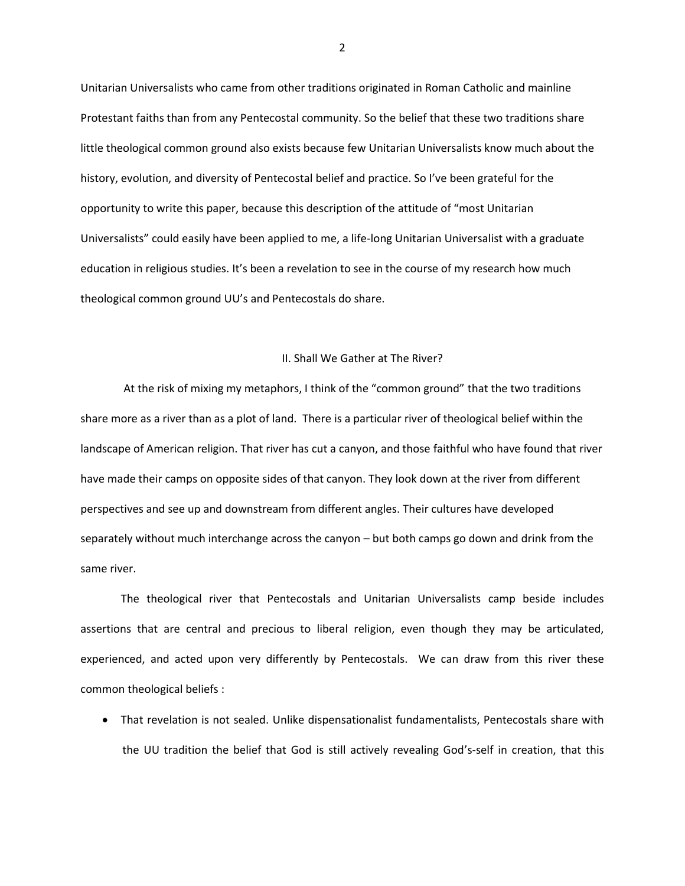Unitarian Universalists who came from other traditions originated in Roman Catholic and mainline Protestant faiths than from any Pentecostal community. So the belief that these two traditions share little theological common ground also exists because few Unitarian Universalists know much about the history, evolution, and diversity of Pentecostal belief and practice. So I've been grateful for the opportunity to write this paper, because this description of the attitude of "most Unitarian Universalists" could easily have been applied to me, a life-long Unitarian Universalist with a graduate education in religious studies. It's been a revelation to see in the course of my research how much theological common ground UU's and Pentecostals do share.

## II. Shall We Gather at The River?

At the risk of mixing my metaphors, I think of the "common ground" that the two traditions share more as a river than as a plot of land. There is a particular river of theological belief within the landscape of American religion. That river has cut a canyon, and those faithful who have found that river have made their camps on opposite sides of that canyon. They look down at the river from different perspectives and see up and downstream from different angles. Their cultures have developed separately without much interchange across the canyon – but both camps go down and drink from the same river.

The theological river that Pentecostals and Unitarian Universalists camp beside includes assertions that are central and precious to liberal religion, even though they may be articulated, experienced, and acted upon very differently by Pentecostals. We can draw from this river these common theological beliefs :

- That revelation is not sealed. Unlike dispensationalist fundamentalists, Pentecostals share with the UU tradition the belief that God is still actively revealing God's-self in creation, that this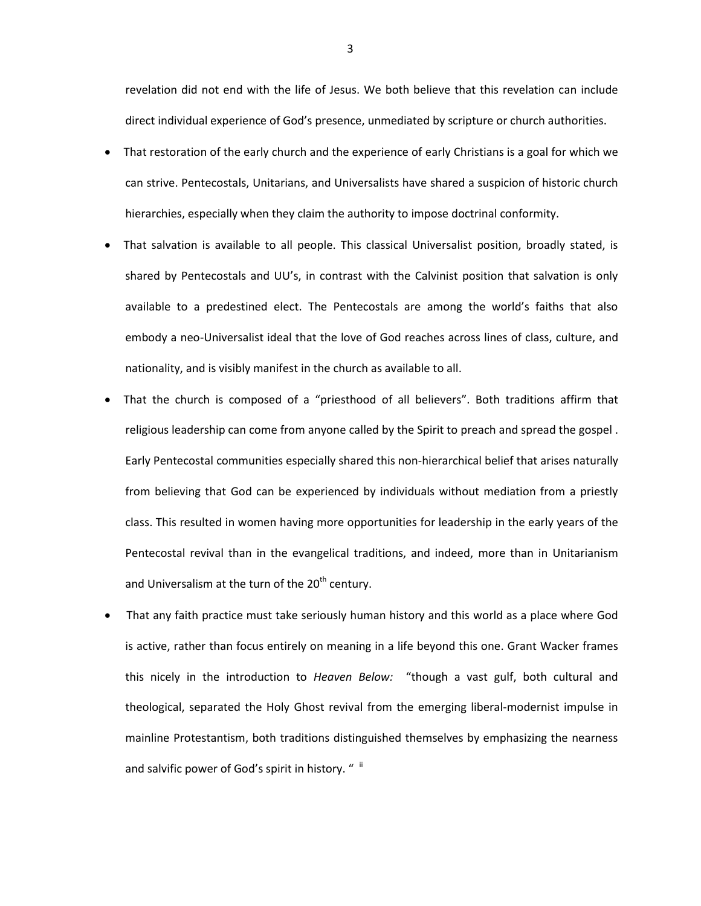revelation did not end with the life of Jesus. We both believe that this revelation can include direct individual experience of God's presence, unmediated by scripture or church authorities.

- That restoration of the early church and the experience of early Christians is a goal for which we can strive. Pentecostals, Unitarians, and Universalists have shared a suspicion of historic church hierarchies, especially when they claim the authority to impose doctrinal conformity.
- That salvation is available to all people. This classical Universalist position, broadly stated, is shared by Pentecostals and UU's, in contrast with the Calvinist position that salvation is only available to a predestined elect. The Pentecostals are among the world's faiths that also embody a neo-Universalist ideal that the love of God reaches across lines of class, culture, and nationality, and is visibly manifest in the church as available to all.
- That the church is composed of a "priesthood of all believers". Both traditions affirm that religious leadership can come from anyone called by the Spirit to preach and spread the gospel . Early Pentecostal communities especially shared this non-hierarchical belief that arises naturally from believing that God can be experienced by individuals without mediation from a priestly class. This resulted in women having more opportunities for leadership in the early years of the Pentecostal revival than in the evangelical traditions, and indeed, more than in Unitarianism and Universalism at the turn of the 20th century.
- That any faith practice must take seriously human history and this world as a place where God is active, rather than focus entirely on meaning in a life beyond this one. Grant Wacker frames this nicely in the introduction to *Heaven Below:* "though a vast gulf, both cultural and theological, separated the Holy Ghost revival from the emerging liberal-modernist impulse in mainline Protestantism, both traditions distinguished themselves by emphasizing the nearness and salvific power of God's spirit in history. " [ii]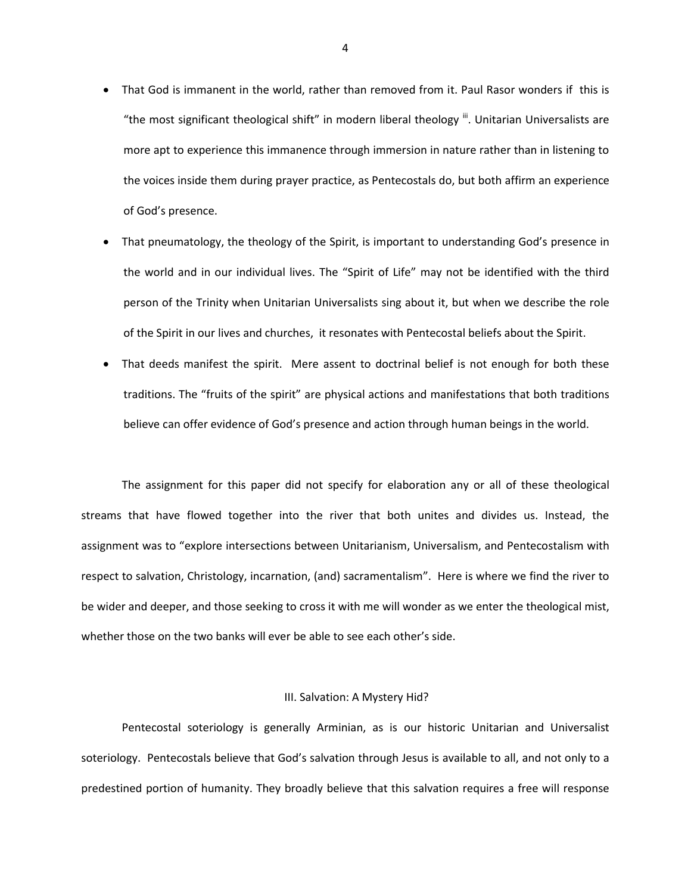- That God is immanent in the world, rather than removed from it. Paul Rasor wonders if this is "the most significant theological shift" in modern liberal theology [iii]. Unitarian Universalists are more apt to experience this immanence through immersion in nature rather than in listening to the voices inside them during prayer practice, as Pentecostals do, but both affirm an experience of God's presence.
- That pneumatology, the theology of the Spirit, is important to understanding God's presence in the world and in our individual lives. The "Spirit of Life" may not be identified with the third person of the Trinity when Unitarian Universalists sing about it, but when we describe the role of the Spirit in our lives and churches, it resonates with Pentecostal beliefs about the Spirit.
- That deeds manifest the spirit. Mere assent to doctrinal belief is not enough for both these traditions. The "fruits of the spirit" are physical actions and manifestations that both traditions believe can offer evidence of God's presence and action through human beings in the world.

The assignment for this paper did not specify for elaboration any or all of these theological streams that have flowed together into the river that both unites and divides us. Instead, the assignment was to "explore intersections between Unitarianism, Universalism, and Pentecostalism with respect to salvation, Christology, incarnation, (and) sacramentalism". Here is where we find the river to be wider and deeper, and those seeking to cross it with me will wonder as we enter the theological mist, whether those on the two banks will ever be able to see each other's side.

## III. Salvation: A Mystery Hid?

Pentecostal soteriology is generally Arminian, as is our historic Unitarian and Universalist soteriology. Pentecostals believe that God's salvation through Jesus is available to all, and not only to a predestined portion of humanity. They broadly believe that this salvation requires a free will response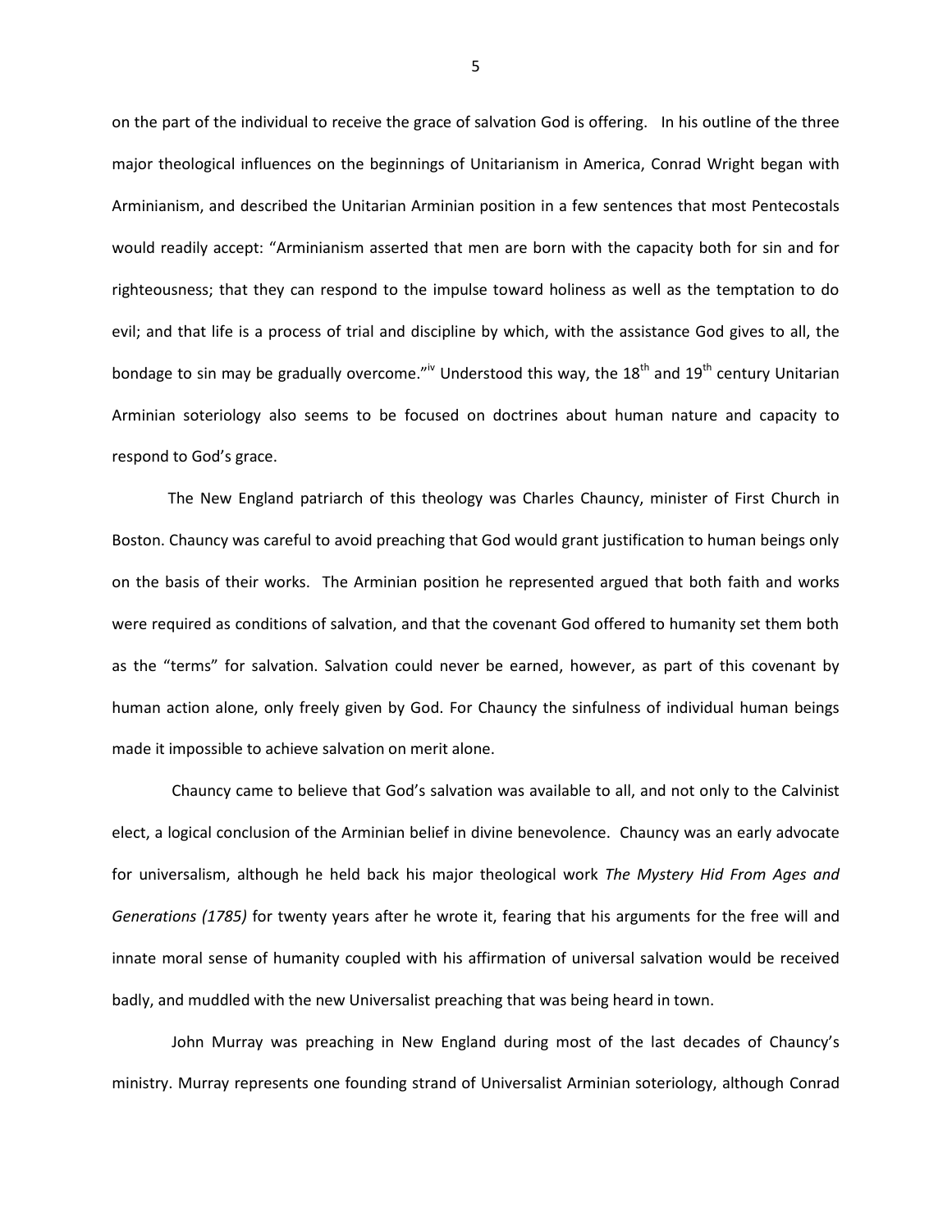on the part of the individual to receive the grace of salvation God is offering. In his outline of the three major theological influences on the beginnings of Unitarianism in America, Conrad Wright began with Arminianism, and described the Unitarian Arminian position in a few sentences that most Pentecostals would readily accept: "Arminianism asserted that men are born with the capacity both for sin and for righteousness; that they can respond to the impulse toward holiness as well as the temptation to do evil; and that life is a process of trial and discipline by which, with the assistance God gives to all, the bondage to sin may be gradually overcome."[iv] Understood this way, the 18th and 19th century Unitarian Arminian soteriology also seems to be focused on doctrines about human nature and capacity to respond to God's grace.

The New England patriarch of this theology was Charles Chauncy, minister of First Church in Boston. Chauncy was careful to avoid preaching that God would grant justification to human beings only on the basis of their works. The Arminian position he represented argued that both faith and works were required as conditions of salvation, and that the covenant God offered to humanity set them both as the "terms" for salvation. Salvation could never be earned, however, as part of this covenant by human action alone, only freely given by God. For Chauncy the sinfulness of individual human beings made it impossible to achieve salvation on merit alone.

Chauncy came to believe that God's salvation was available to all, and not only to the Calvinist elect, a logical conclusion of the Arminian belief in divine benevolence. Chauncy was an early advocate for universalism, although he held back his major theological work *The Mystery Hid From Ages and Generations (1785)* for twenty years after he wrote it, fearing that his arguments for the free will and innate moral sense of humanity coupled with his affirmation of universal salvation would be received badly, and muddled with the new Universalist preaching that was being heard in town.

John Murray was preaching in New England during most of the last decades of Chauncy's ministry. Murray represents one founding strand of Universalist Arminian soteriology, although Conrad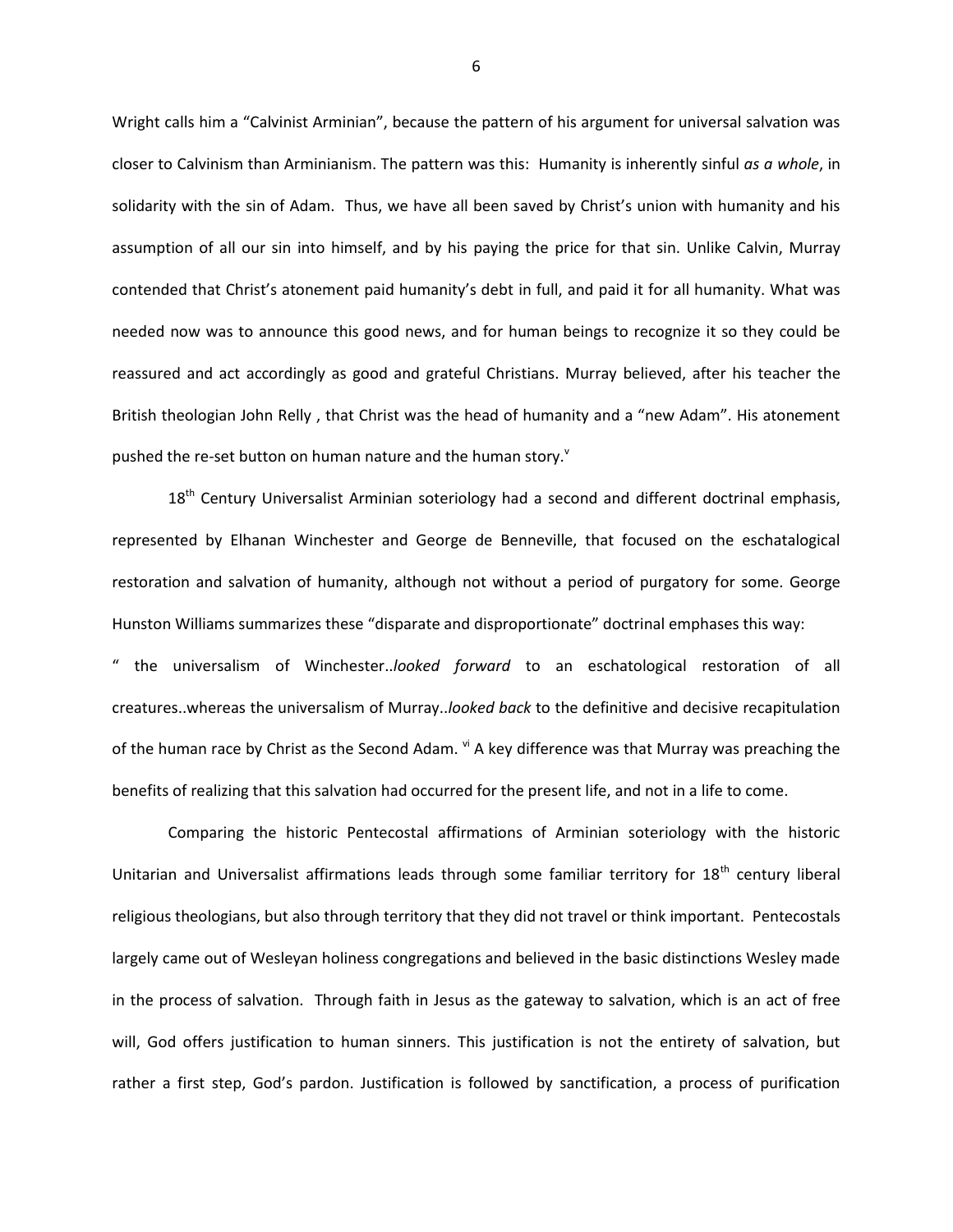Wright calls him a "Calvinist Arminian", because the pattern of his argument for universal salvation was closer to Calvinism than Arminianism. The pattern was this: Humanity is inherently sinful *as a whole*, in solidarity with the sin of Adam. Thus, we have all been saved by Christ's union with humanity and his assumption of all our sin into himself, and by his paying the price for that sin. Unlike Calvin, Murray contended that Christ's atonement paid humanity's debt in full, and paid it for all humanity. What was needed now was to announce this good news, and for human beings to recognize it so they could be reassured and act accordingly as good and grateful Christians. Murray believed, after his teacher the British theologian John Relly , that Christ was the head of humanity and a "new Adam". His atonement pushed the re-set button on human nature and the human story.[v]

18th Century Universalist Arminian soteriology had a second and different doctrinal emphasis, represented by Elhanan Winchester and George de Benneville, that focused on the eschatological restoration and salvation of humanity, although not without a period of purgatory for some. George Hunston Williams summarizes these "disparate and disproportionate" doctrinal emphases this way:

" the universalism of Winchester..*looked forward* to an eschatological restoration of all creatures..whereas the universalism of Murray..*looked back* to the definitive and decisive recapitulation of the human race by Christ as the Second Adam. [vi] A key difference was that Murray was preaching the benefits of realizing that this salvation had occurred for the present life, and not in a life to come.

Comparing the historic Pentecostal affirmations of Arminian soteriology with the historic Unitarian and Universalist affirmations leads through some familiar territory for 18th century liberal religious theologians, but also through territory that they did not travel or think important. Pentecostals largely came out of Wesleyan holiness congregations and believed in the basic distinctions Wesley made in the process of salvation. Through faith in Jesus as the gateway to salvation, which is an act of free will, God offers justification to human sinners. This justification is not the entirety of salvation, but rather a first step, God's pardon. Justification is followed by sanctification, a process of purification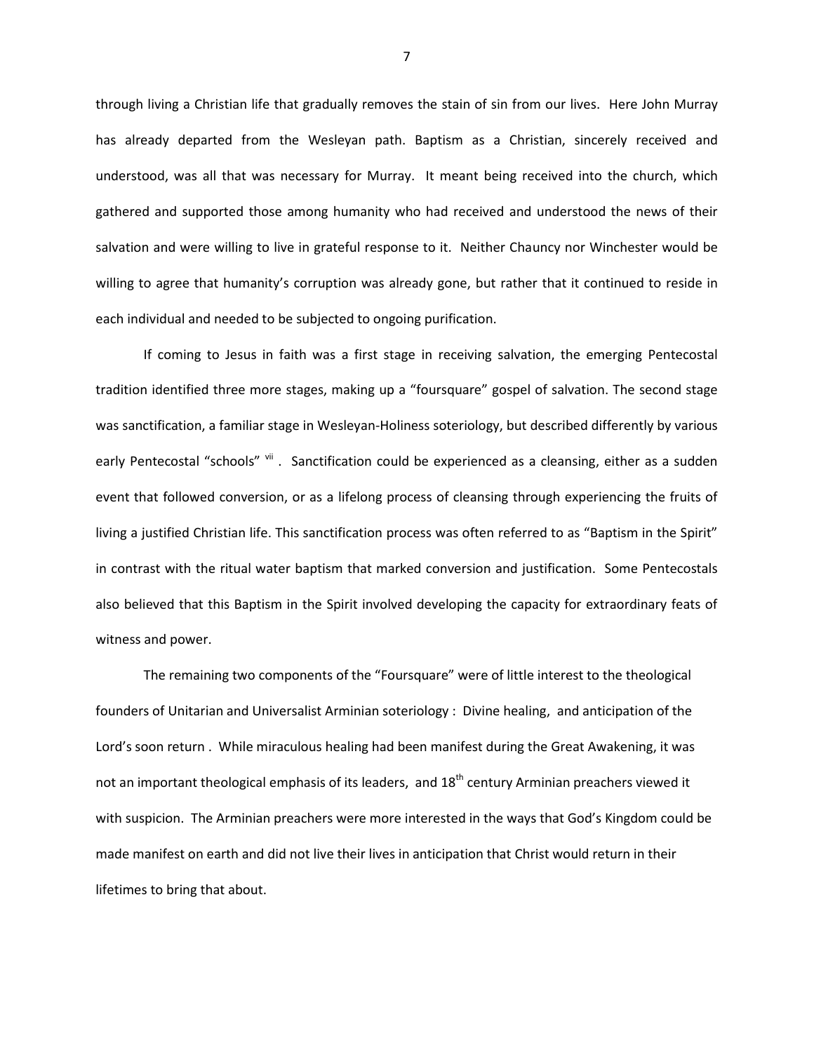through living a Christian life that gradually removes the stain of sin from our lives. Here John Murray has already departed from the Wesleyan path. Baptism as a Christian, sincerely received and understood, was all that was necessary for Murray. It meant being received into the church, which gathered and supported those among humanity who had received and understood the news of their salvation and were willing to live in grateful response to it. Neither Chauncy nor Winchester would be willing to agree that humanity's corruption was already gone, but rather that it continued to reside in each individual and needed to be subjected to ongoing purification.

If coming to Jesus in faith was a first stage in receiving salvation, the emerging Pentecostal tradition identified three more stages, making up a "foursquare" gospel of salvation. The second stage was sanctification, a familiar stage in Wesleyan-Holiness soteriology, but described differently by various early Pentecostal "schools" [vii] . Sanctification could be experienced as a cleansing, either as a sudden event that followed conversion, or as a lifelong process of cleansing through experiencing the fruits of living a justified Christian life. This sanctification process was often referred to as "Baptism in the Spirit" in contrast with the ritual water baptism that marked conversion and justification. Some Pentecostals also believed that this Baptism in the Spirit involved developing the capacity for extraordinary feats of witness and power.

The remaining two components of the "Foursquare" were of little interest to the theological founders of Unitarian and Universalist Arminian soteriology : Divine healing, and anticipation of the Lord's soon return . While miraculous healing had been manifest during the Great Awakening, it was not an important theological emphasis of its leaders, and 18th century Arminian preachers viewed it with suspicion. The Arminian preachers were more interested in the ways that God's Kingdom could be made manifest on earth and did not live their lives in anticipation that Christ would return in their lifetimes to bring that about.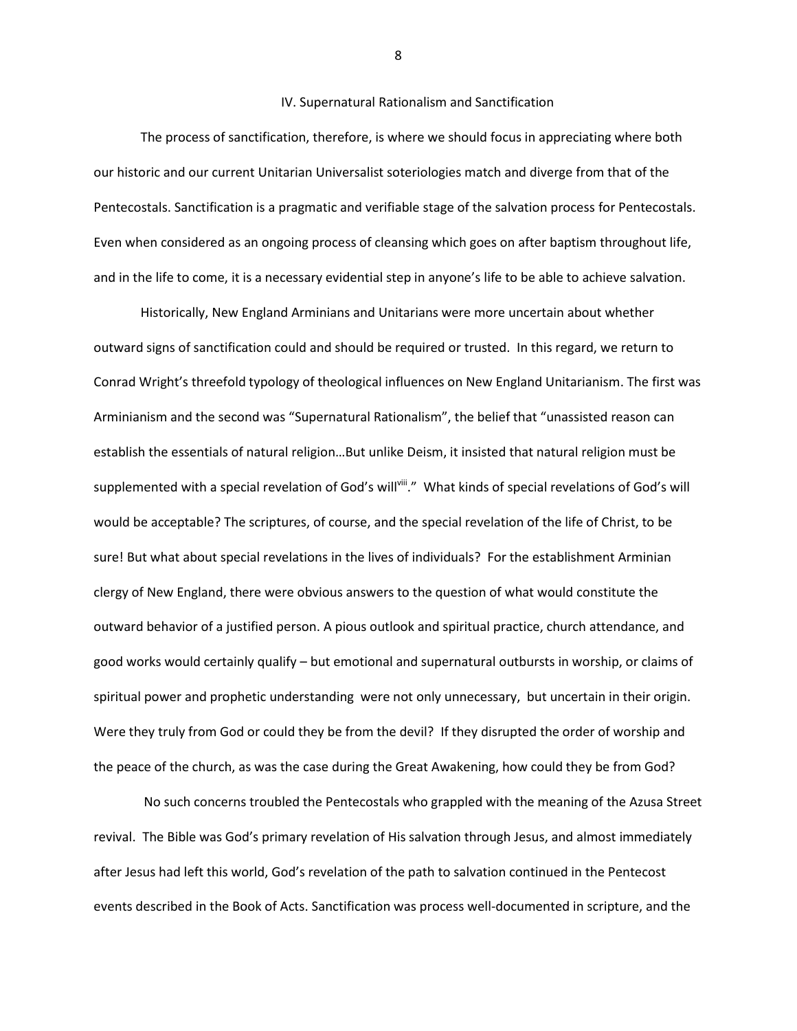## IV. Supernatural Rationalism and Sanctification

The process of sanctification, therefore, is where we should focus in appreciating where both our historic and our current Unitarian Universalist soteriologies match and diverge from that of the Pentecostals. Sanctification is a pragmatic and verifiable stage of the salvation process for Pentecostals. Even when considered as an ongoing process of cleansing which goes on after baptism throughout life, and in the life to come, it is a necessary evidential step in anyone's life to be able to achieve salvation.

Historically, New England Arminians and Unitarians were more uncertain about whether outward signs of sanctification could and should be required or trusted. In this regard, we return to Conrad Wright's threefold typology of theological influences on New England Unitarianism. The first was Arminianism and the second was "Supernatural Rationalism", the belief that "unassisted reason can establish the essentials of natural religion…But unlike Deism, it insisted that natural religion must be supplemented with a special revelation of God's will[viii]." What kinds of special revelations of God's will would be acceptable? The scriptures, of course, and the special revelation of the life of Christ, to be sure! But what about special revelations in the lives of individuals? For the establishment Arminian clergy of New England, there were obvious answers to the question of what would constitute the outward behavior of a justified person. A pious outlook and spiritual practice, church attendance, and good works would certainly qualify – but emotional and supernatural outbursts in worship, or claims of spiritual power and prophetic understanding were not only unnecessary, but uncertain in their origin. Were they truly from God or could they be from the devil? If they disrupted the order of worship and the peace of the church, as was the case during the Great Awakening, how could they be from God?

No such concerns troubled the Pentecostals who grappled with the meaning of the Azusa Street revival. The Bible was God's primary revelation of His salvation through Jesus, and almost immediately after Jesus had left this world, God's revelation of the path to salvation continued in the Pentecost events described in the Book of Acts. Sanctification was process well-documented in scripture, and the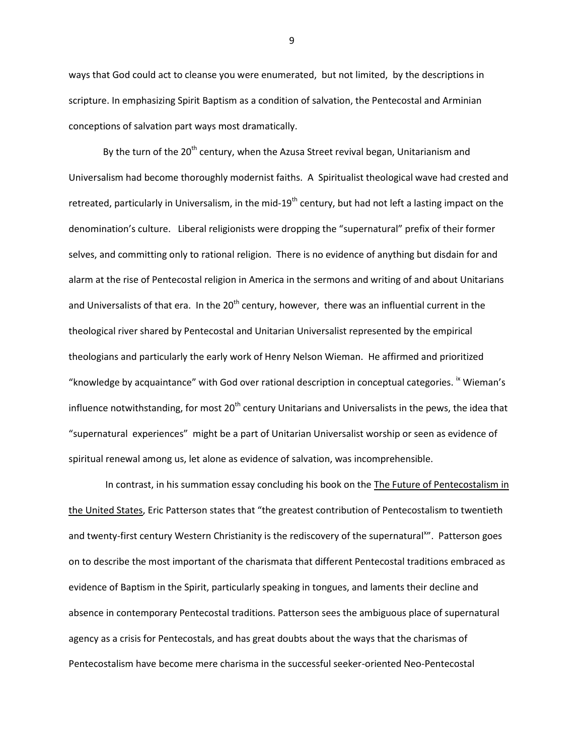ways that God could act to cleanse you were enumerated, but not limited, by the descriptions in scripture. In emphasizing Spirit Baptism as a condition of salvation, the Pentecostal and Arminian conceptions of salvation part ways most dramatically.

By the turn of the 20th century, when the Azusa Street revival began, Unitarianism and Universalism had become thoroughly modernist faiths. A Spiritualist theological wave had crested and retreated, particularly in Universalism, in the mid-19th century, but had not left a lasting impact on the denomination's culture. Liberal religionists were dropping the "supernatural" prefix of their former selves, and committing only to rational religion. There is no evidence of anything but disdain for and alarm at the rise of Pentecostal religion in America in the sermons and writing of and about Unitarians and Universalists of that era. In the 20th century, however, there was an influential current in the theological river shared by Pentecostal and Unitarian Universalist represented by the empirical theologians and particularly the early work of Henry Nelson Wieman. He affirmed and prioritized "knowledge by acquaintance" with God over rational description in conceptual categories. [ix] Wieman's influence notwithstanding, for most 20th century Unitarians and Universalists in the pews, the idea that "supernatural experiences" might be a part of Unitarian Universalist worship or seen as evidence of spiritual renewal among us, let alone as evidence of salvation, was incomprehensible.

In contrast, in his summation essay concluding his book on the The Future of Pentecostalism in the United States, Eric Patterson states that "the greatest contribution of Pentecostalism to twentieth and twenty-first century Western Christianity is the rediscovery of the supernatural[x]". Patterson goes on to describe the most important of the charismata that different Pentecostal traditions embraced as evidence of Baptism in the Spirit, particularly speaking in tongues, and laments their decline and absence in contemporary Pentecostal traditions. Patterson sees the ambiguous place of supernatural agency as a crisis for Pentecostals, and has great doubts about the ways that the charismas of Pentecostalism have become mere charisma in the successful seeker-oriented Neo-Pentecostal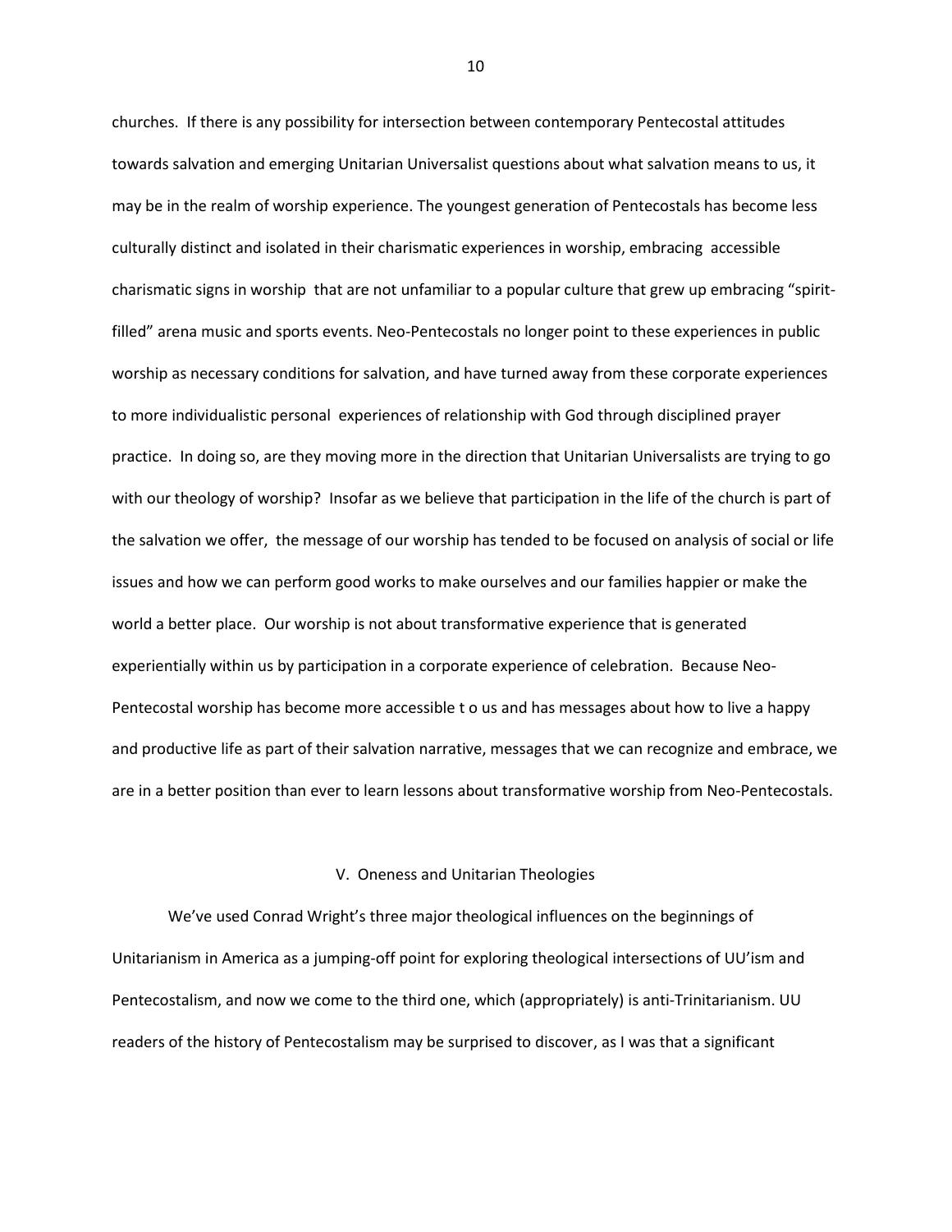churches. If there is any possibility for intersection between contemporary Pentecostal attitudes towards salvation and emerging Unitarian Universalist questions about what salvation means to us, it may be in the realm of worship experience. The youngest generation of Pentecostals has become less culturally distinct and isolated in their charismatic experiences in worship, embracing accessible charismatic signs in worship that are not unfamiliar to a popular culture that grew up embracing "spirit-filled" arena music and sports events. Neo-Pentecostals no longer point to these experiences in public worship as necessary conditions for salvation, and have turned away from these corporate experiences to more individualistic personal experiences of relationship with God through disciplined prayer practice. In doing so, are they moving more in the direction that Unitarian Universalists are trying to go with our theology of worship? Insofar as we believe that participation in the life of the church is part of the salvation we offer, the message of our worship has tended to be focused on analysis of social or life issues and how we can perform good works to make ourselves and our families happier or make the world a better place. Our worship is not about transformative experience that is generated experientially within us by participation in a corporate experience of celebration. Because Neo-Pentecostal worship has become more accessible t o us and has messages about how to live a happy and productive life as part of their salvation narrative, messages that we can recognize and embrace, we are in a better position than ever to learn lessons about transformative worship from Neo-Pentecostals.

## V. Oneness and Unitarian Theologies

We've used Conrad Wright's three major theological influences on the beginnings of Unitarianism in America as a jumping-off point for exploring theological intersections of UU'ism and Pentecostalism, and now we come to the third one, which (appropriately) is anti-Trinitarianism. UU readers of the history of Pentecostalism may be surprised to discover, as I was that a significant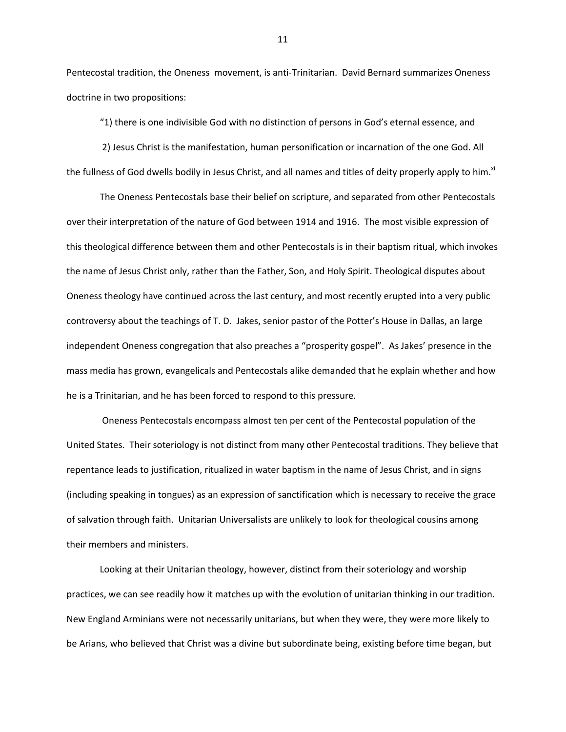Pentecostal tradition, the Oneness  movement, is anti-Trinitarian.  David Bernard summarizes Oneness doctrine in two propositions:

"1) there is one indivisible God with no distinction of persons in God's eternal essence, and

2) Jesus Christ is the manifestation, human personification or incarnation of the one God. All the fullness of God dwells bodily in Jesus Christ, and all names and titles of deity properly apply to him.[xi]

The Oneness Pentecostals base their belief on scripture, and separated from other Pentecostals over their interpretation of the nature of God between 1914 and 1916.  The most visible expression of this theological difference between them and other Pentecostals is in their baptism ritual, which invokes the name of Jesus Christ only, rather than the Father, Son, and Holy Spirit. Theological disputes about Oneness theology have continued across the last century, and most recently erupted into a very public controversy about the teachings of T. D.  Jakes, senior pastor of the Potter's House in Dallas, an large independent Oneness congregation that also preaches a "prosperity gospel".  As Jakes' presence in the mass media has grown, evangelicals and Pentecostals alike demanded that he explain whether and how he is a Trinitarian, and he has been forced to respond to this pressure.

Oneness Pentecostals encompass almost ten per cent of the Pentecostal population of the United States.  Their soteriology is not distinct from many other Pentecostal traditions. They believe that repentance leads to justification, ritualized in water baptism in the name of Jesus Christ, and in signs (including speaking in tongues) as an expression of sanctification which is necessary to receive the grace of salvation through faith.  Unitarian Universalists are unlikely to look for theological cousins among their members and ministers.

Looking at their Unitarian theology, however, distinct from their soteriology and worship practices, we can see readily how it matches up with the evolution of unitarian thinking in our tradition.  New England Arminians were not necessarily unitarians, but when they were, they were more likely to be Arians, who believed that Christ was a divine but subordinate being, existing before time began, but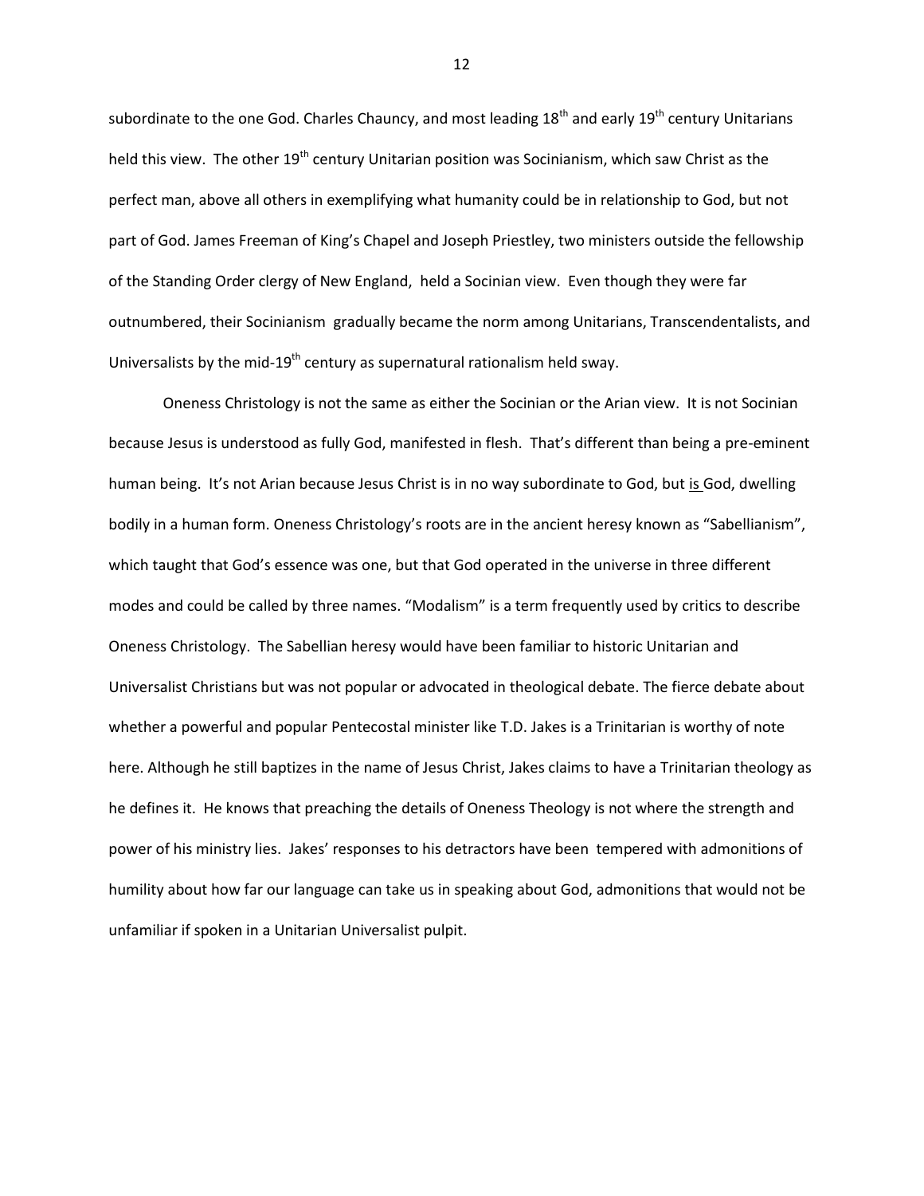subordinate to the one God. Charles Chauncy, and most leading 18th and early 19th century Unitarians held this view. The other 19th century Unitarian position was Socinianism, which saw Christ as the perfect man, above all others in exemplifying what humanity could be in relationship to God, but not part of God. James Freeman of King's Chapel and Joseph Priestley, two ministers outside the fellowship of the Standing Order clergy of New England, held a Socinian view. Even though they were far outnumbered, their Socinianism gradually became the norm among Unitarians, Transcendentalists, and Universalists by the mid-19th century as supernatural rationalism held sway.

Oneness Christology is not the same as either the Socinian or the Arian view. It is not Socinian because Jesus is understood as fully God, manifested in flesh. That's different than being a pre-eminent human being. It's not Arian because Jesus Christ is in no way subordinate to God, but <u>is</u> God, dwelling bodily in a human form. Oneness Christology's roots are in the ancient heresy known as "Sabellianism", which taught that God's essence was one, but that God operated in the universe in three different modes and could be called by three names. "Modalism" is a term frequently used by critics to describe Oneness Christology. The Sabellian heresy would have been familiar to historic Unitarian and Universalist Christians but was not popular or advocated in theological debate. The fierce debate about whether a powerful and popular Pentecostal minister like T.D. Jakes is a Trinitarian is worthy of note here. Although he still baptizes in the name of Jesus Christ, Jakes claims to have a Trinitarian theology as he defines it. He knows that preaching the details of Oneness Theology is not where the strength and power of his ministry lies. Jakes' responses to his detractors have been tempered with admonitions of humility about how far our language can take us in speaking about God, admonitions that would not be unfamiliar if spoken in a Unitarian Universalist pulpit.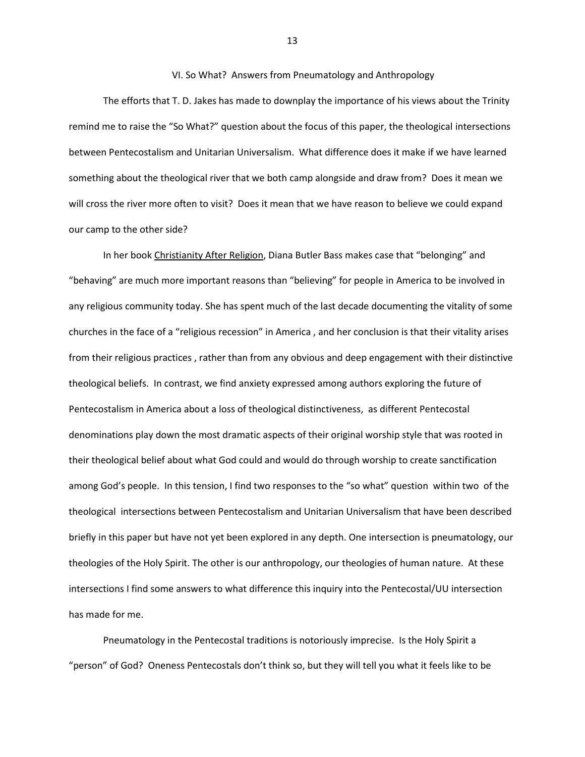## VI. So What? Answers from Pneumatology and Anthropology

The efforts that T. D. Jakes has made to downplay the importance of his views about the Trinity remind me to raise the "So What?" question about the focus of this paper, the theological intersections between Pentecostalism and Unitarian Universalism. What difference does it make if we have learned something about the theological river that we both camp alongside and draw from? Does it mean we will cross the river more often to visit? Does it mean that we have reason to believe we could expand our camp to the other side?

In her book Christianity After Religion, Diana Butler Bass makes case that "belonging" and "behaving" are much more important reasons than "believing" for people in America to be involved in any religious community today. She has spent much of the last decade documenting the vitality of some churches in the face of a "religious recession" in America , and her conclusion is that their vitality arises from their religious practices , rather than from any obvious and deep engagement with their distinctive theological beliefs. In contrast, we find anxiety expressed among authors exploring the future of Pentecostalism in America about a loss of theological distinctiveness, as different Pentecostal denominations play down the most dramatic aspects of their original worship style that was rooted in their theological belief about what God could and would do through worship to create sanctification among God's people. In this tension, I find two responses to the "so what" question within two of the theological intersections between Pentecostalism and Unitarian Universalism that have been described briefly in this paper but have not yet been explored in any depth. One intersection is pneumatology, our theologies of the Holy Spirit. The other is our anthropology, our theologies of human nature. At these intersections I find some answers to what difference this inquiry into the Pentecostal/UU intersection has made for me.

Pneumatology in the Pentecostal traditions is notoriously imprecise. Is the Holy Spirit a "person" of God? Oneness Pentecostals don't think so, but they will tell you what it feels like to be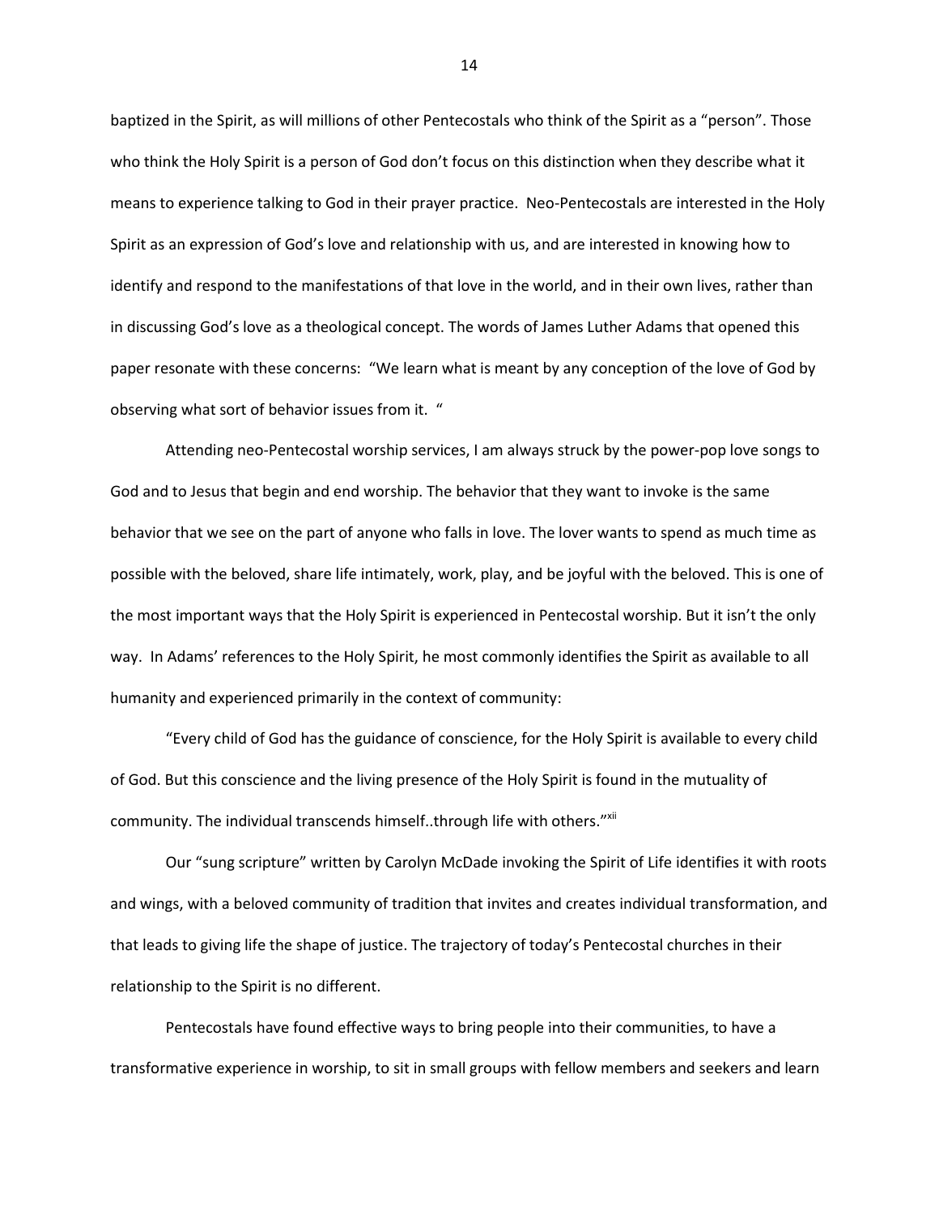baptized in the Spirit, as will millions of other Pentecostals who think of the Spirit as a "person". Those who think the Holy Spirit is a person of God don't focus on this distinction when they describe what it means to experience talking to God in their prayer practice. Neo-Pentecostals are interested in the Holy Spirit as an expression of God's love and relationship with us, and are interested in knowing how to identify and respond to the manifestations of that love in the world, and in their own lives, rather than in discussing God's love as a theological concept. The words of James Luther Adams that opened this paper resonate with these concerns: "We learn what is meant by any conception of the love of God by observing what sort of behavior issues from it. "

Attending neo-Pentecostal worship services, I am always struck by the power-pop love songs to God and to Jesus that begin and end worship. The behavior that they want to invoke is the same behavior that we see on the part of anyone who falls in love. The lover wants to spend as much time as possible with the beloved, share life intimately, work, play, and be joyful with the beloved. This is one of the most important ways that the Holy Spirit is experienced in Pentecostal worship. But it isn't the only way. In Adams' references to the Holy Spirit, he most commonly identifies the Spirit as available to all humanity and experienced primarily in the context of community:

"Every child of God has the guidance of conscience, for the Holy Spirit is available to every child of God. But this conscience and the living presence of the Holy Spirit is found in the mutuality of community. The individual transcends himself..through life with others."[xii]

Our "sung scripture" written by Carolyn McDade invoking the Spirit of Life identifies it with roots and wings, with a beloved community of tradition that invites and creates individual transformation, and that leads to giving life the shape of justice. The trajectory of today's Pentecostal churches in their relationship to the Spirit is no different.

Pentecostals have found effective ways to bring people into their communities, to have a transformative experience in worship, to sit in small groups with fellow members and seekers and learn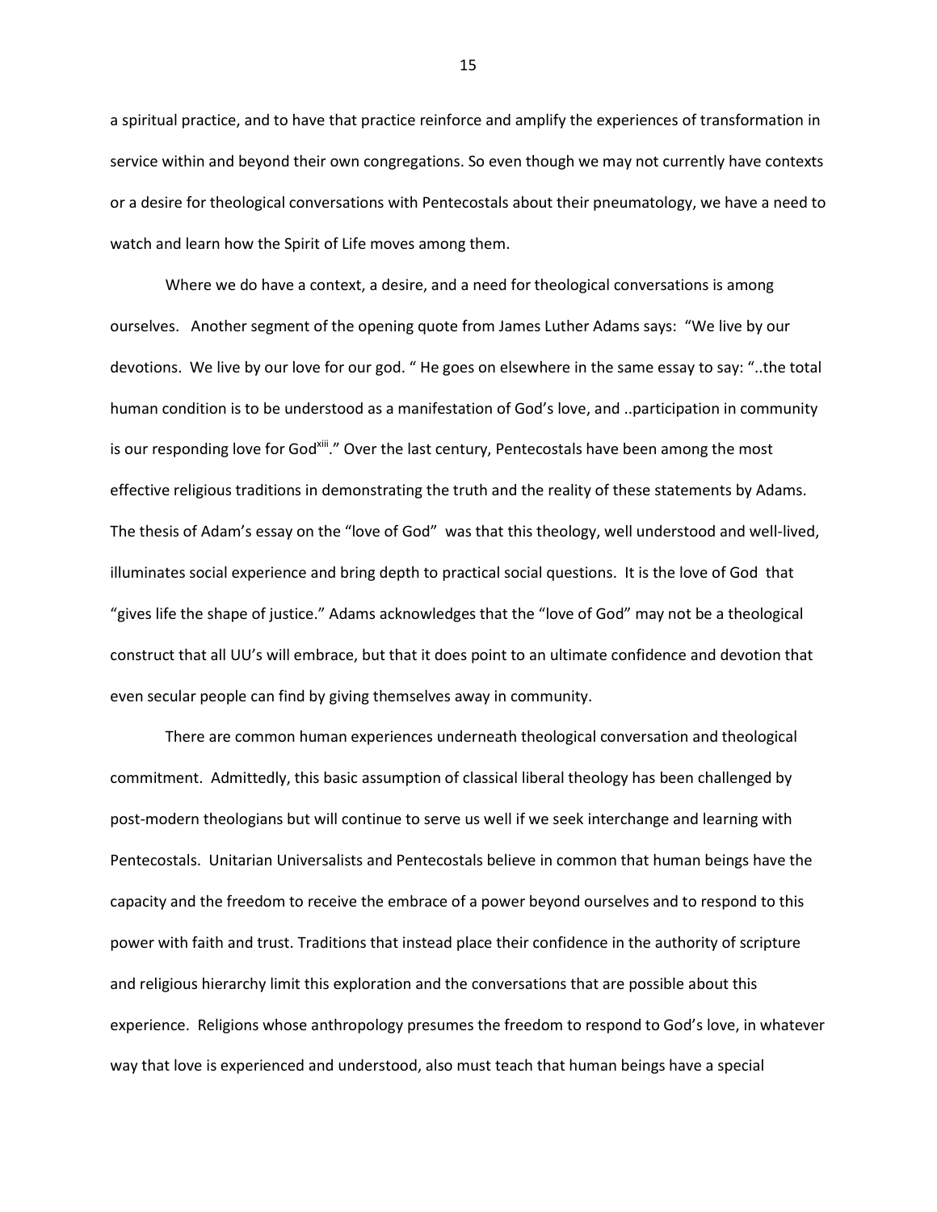a spiritual practice, and to have that practice reinforce and amplify the experiences of transformation in service within and beyond their own congregations. So even though we may not currently have contexts or a desire for theological conversations with Pentecostals about their pneumatology, we have a need to watch and learn how the Spirit of Life moves among them.

Where we do have a context, a desire, and a need for theological conversations is among ourselves. Another segment of the opening quote from James Luther Adams says: "We live by our devotions. We live by our love for our god. " He goes on elsewhere in the same essay to say: "..the total human condition is to be understood as a manifestation of God's love, and ..participation in community is our responding love for God[xiii]." Over the last century, Pentecostals have been among the most effective religious traditions in demonstrating the truth and the reality of these statements by Adams. The thesis of Adam's essay on the "love of God" was that this theology, well understood and well-lived, illuminates social experience and bring depth to practical social questions. It is the love of God that "gives life the shape of justice." Adams acknowledges that the "love of God" may not be a theological construct that all UU's will embrace, but that it does point to an ultimate confidence and devotion that even secular people can find by giving themselves away in community.

There are common human experiences underneath theological conversation and theological commitment. Admittedly, this basic assumption of classical liberal theology has been challenged by post-modern theologians but will continue to serve us well if we seek interchange and learning with Pentecostals. Unitarian Universalists and Pentecostals believe in common that human beings have the capacity and the freedom to receive the embrace of a power beyond ourselves and to respond to this power with faith and trust. Traditions that instead place their confidence in the authority of scripture and religious hierarchy limit this exploration and the conversations that are possible about this experience. Religions whose anthropology presumes the freedom to respond to God's love, in whatever way that love is experienced and understood, also must teach that human beings have a special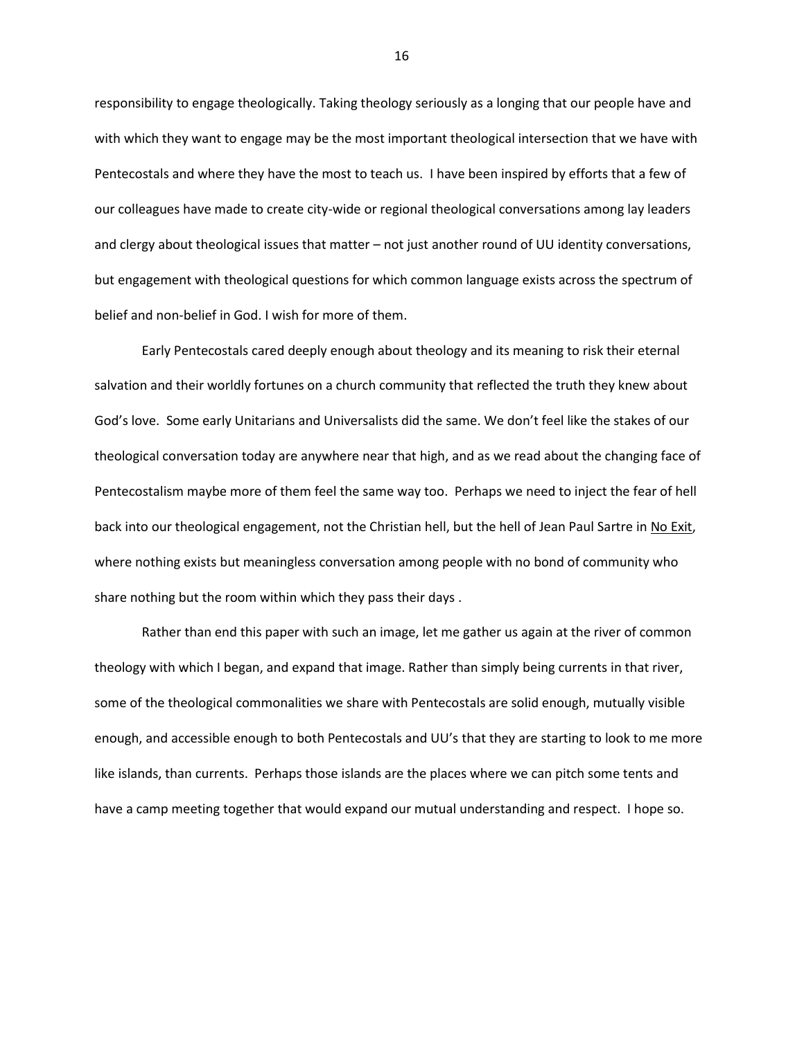responsibility to engage theologically. Taking theology seriously as a longing that our people have and with which they want to engage may be the most important theological intersection that we have with Pentecostals and where they have the most to teach us. I have been inspired by efforts that a few of our colleagues have made to create city-wide or regional theological conversations among lay leaders and clergy about theological issues that matter – not just another round of UU identity conversations, but engagement with theological questions for which common language exists across the spectrum of belief and non-belief in God. I wish for more of them.

Early Pentecostals cared deeply enough about theology and its meaning to risk their eternal salvation and their worldly fortunes on a church community that reflected the truth they knew about God's love. Some early Unitarians and Universalists did the same. We don't feel like the stakes of our theological conversation today are anywhere near that high, and as we read about the changing face of Pentecostalism maybe more of them feel the same way too. Perhaps we need to inject the fear of hell back into our theological engagement, not the Christian hell, but the hell of Jean Paul Sartre in No Exit, where nothing exists but meaningless conversation among people with no bond of community who share nothing but the room within which they pass their days .

Rather than end this paper with such an image, let me gather us again at the river of common theology with which I began, and expand that image. Rather than simply being currents in that river, some of the theological commonalities we share with Pentecostals are solid enough, mutually visible enough, and accessible enough to both Pentecostals and UU's that they are starting to look to me more like islands, than currents. Perhaps those islands are the places where we can pitch some tents and have a camp meeting together that would expand our mutual understanding and respect. I hope so.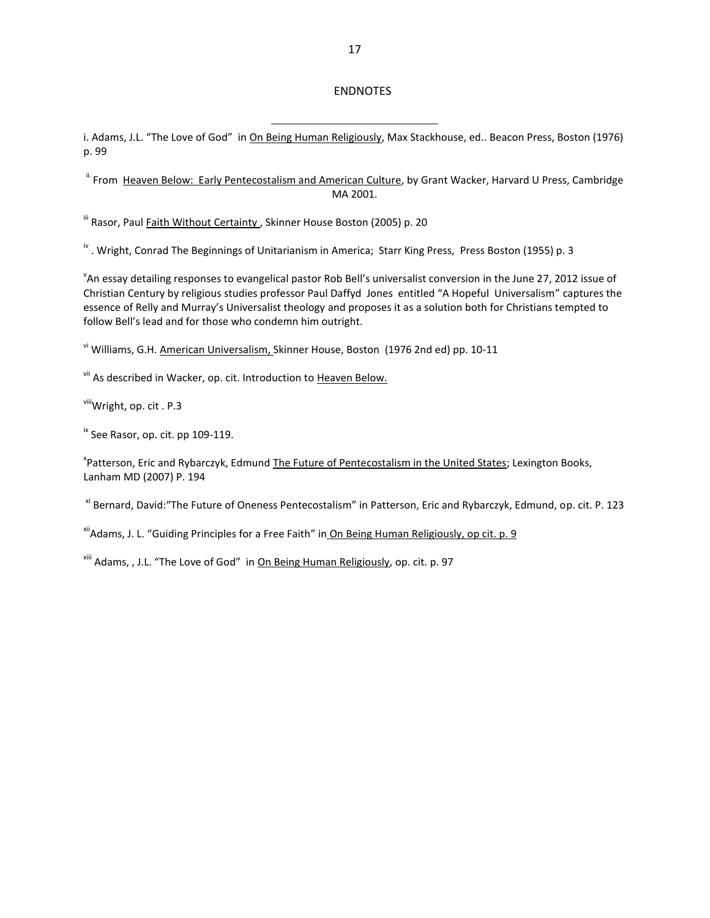## ENDNOTES

---

i. Adams, J.L. “The Love of God” in On Being Human Religiously, Max Stackhouse, ed.. Beacon Press, Boston (1976) p. 99

ii. From Heaven Below: Early Pentecostalism and American Culture, by Grant Wacker, Harvard U Press, Cambridge MA 2001.

iii Rasor, Paul Faith Without Certainty , Skinner House Boston (2005) p. 20

iv . Wright, Conrad The Beginnings of Unitarianism in America; Starr King Press, Press Boston (1955) p. 3

v An essay detailing responses to evangelical pastor Rob Bell’s universalist conversion in the June 27, 2012 issue of Christian Century by religious studies professor Paul Daffyd Jones entitled “A Hopeful Universalism” captures the essence of Relly and Murray’s Universalist theology and proposes it as a solution both for Christians tempted to follow Bell’s lead and for those who condemn him outright.

vi Williams, G.H. American Universalism, Skinner House, Boston (1976 2nd ed) pp. 10-11

vii As described in Wacker, op. cit. Introduction to Heaven Below.

viii Wright, op. cit . P.3

ix See Rasor, op. cit. pp 109-119.

x Patterson, Eric and Rybarczyk, Edmund The Future of Pentecostalism in the United States; Lexington Books, Lanham MD (2007) P. 194

xi Bernard, David:“The Future of Oneness Pentecostalism” in Patterson, Eric and Rybarczyk, Edmund, op. cit. P. 123

xii Adams, J. L. “Guiding Principles for a Free Faith” in On Being Human Religiously, op cit. p. 9

xiii Adams, , J.L. “The Love of God” in On Being Human Religiously, op. cit. p. 97